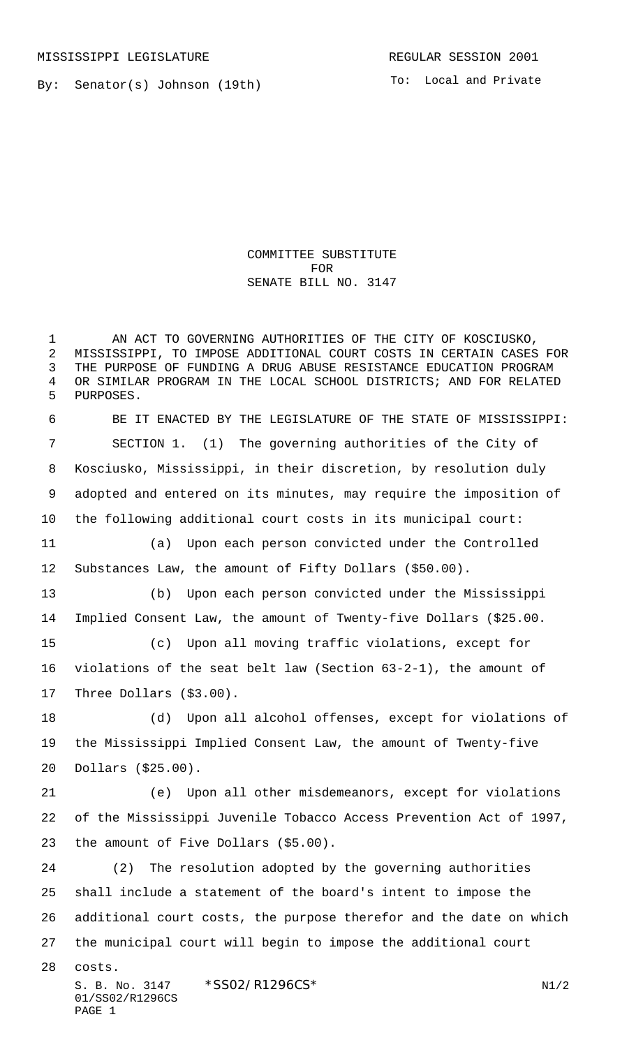MISSISSIPPI LEGISLATURE REGULAR SESSION 2001

By: Senator(s) Johnson (19th)

To: Local and Private

# COMMITTEE SUBSTITUTE
# FOR
# SENATE BILL NO. 3147

AN ACT TO GOVERNING AUTHORITIES OF THE CITY OF KOSCIUSKO, MISSISSIPPI, TO IMPOSE ADDITIONAL COURT COSTS IN CERTAIN CASES FOR THE PURPOSE OF FUNDING A DRUG ABUSE RESISTANCE EDUCATION PROGRAM OR SIMILAR PROGRAM IN THE LOCAL SCHOOL DISTRICTS; AND FOR RELATED PURPOSES.

BE IT ENACTED BY THE LEGISLATURE OF THE STATE OF MISSISSIPPI:

SECTION 1. (1) The governing authorities of the City of Kosciusko, Mississippi, in their discretion, by resolution duly adopted and entered on its minutes, may require the imposition of the following additional court costs in its municipal court:

(a) Upon each person convicted under the Controlled Substances Law, the amount of Fifty Dollars ($50.00).

(b) Upon each person convicted under the Mississippi Implied Consent Law, the amount of Twenty-five Dollars ($25.00.

(c) Upon all moving traffic violations, except for violations of the seat belt law (Section 63-2-1), the amount of Three Dollars ($3.00).

(d) Upon all alcohol offenses, except for violations of the Mississippi Implied Consent Law, the amount of Twenty-five Dollars ($25.00).

(e) Upon all other misdemeanors, except for violations of the Mississippi Juvenile Tobacco Access Prevention Act of 1997, the amount of Five Dollars ($5.00).

(2) The resolution adopted by the governing authorities shall include a statement of the board's intent to impose the additional court costs, the purpose therefor and the date on which the municipal court will begin to impose the additional court costs.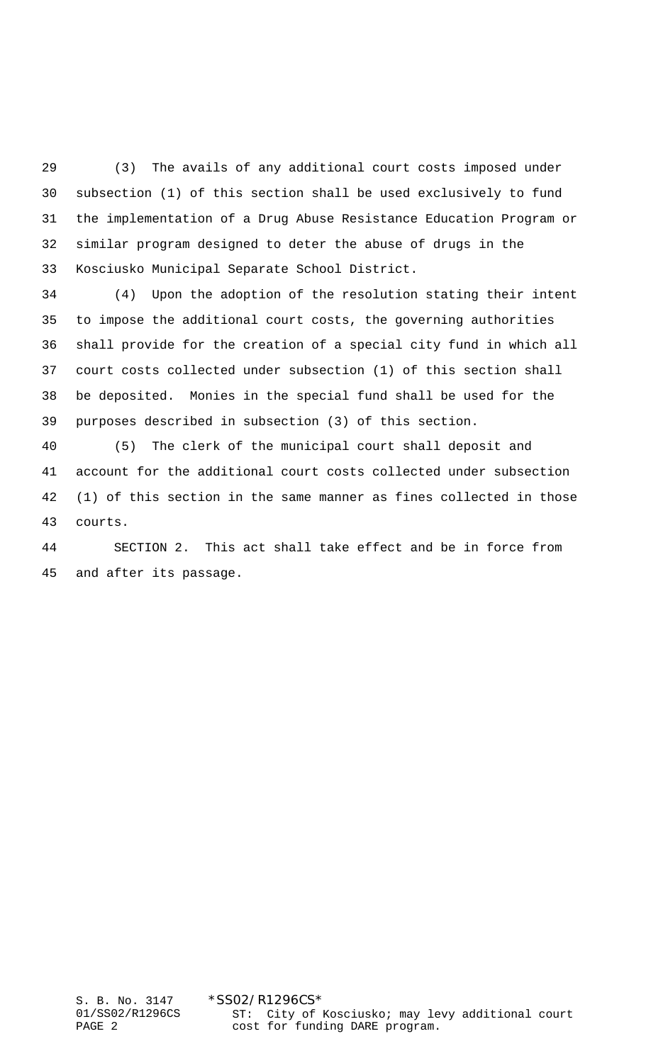(3) The avails of any additional court costs imposed under subsection (1) of this section shall be used exclusively to fund the implementation of a Drug Abuse Resistance Education Program or similar program designed to deter the abuse of drugs in the Kosciusko Municipal Separate School District.

(4) Upon the adoption of the resolution stating their intent to impose the additional court costs, the governing authorities shall provide for the creation of a special city fund in which all court costs collected under subsection (1) of this section shall be deposited. Monies in the special fund shall be used for the purposes described in subsection (3) of this section.

(5) The clerk of the municipal court shall deposit and account for the additional court costs collected under subsection (1) of this section in the same manner as fines collected in those courts.

SECTION 2. This act shall take effect and be in force from and after its passage.